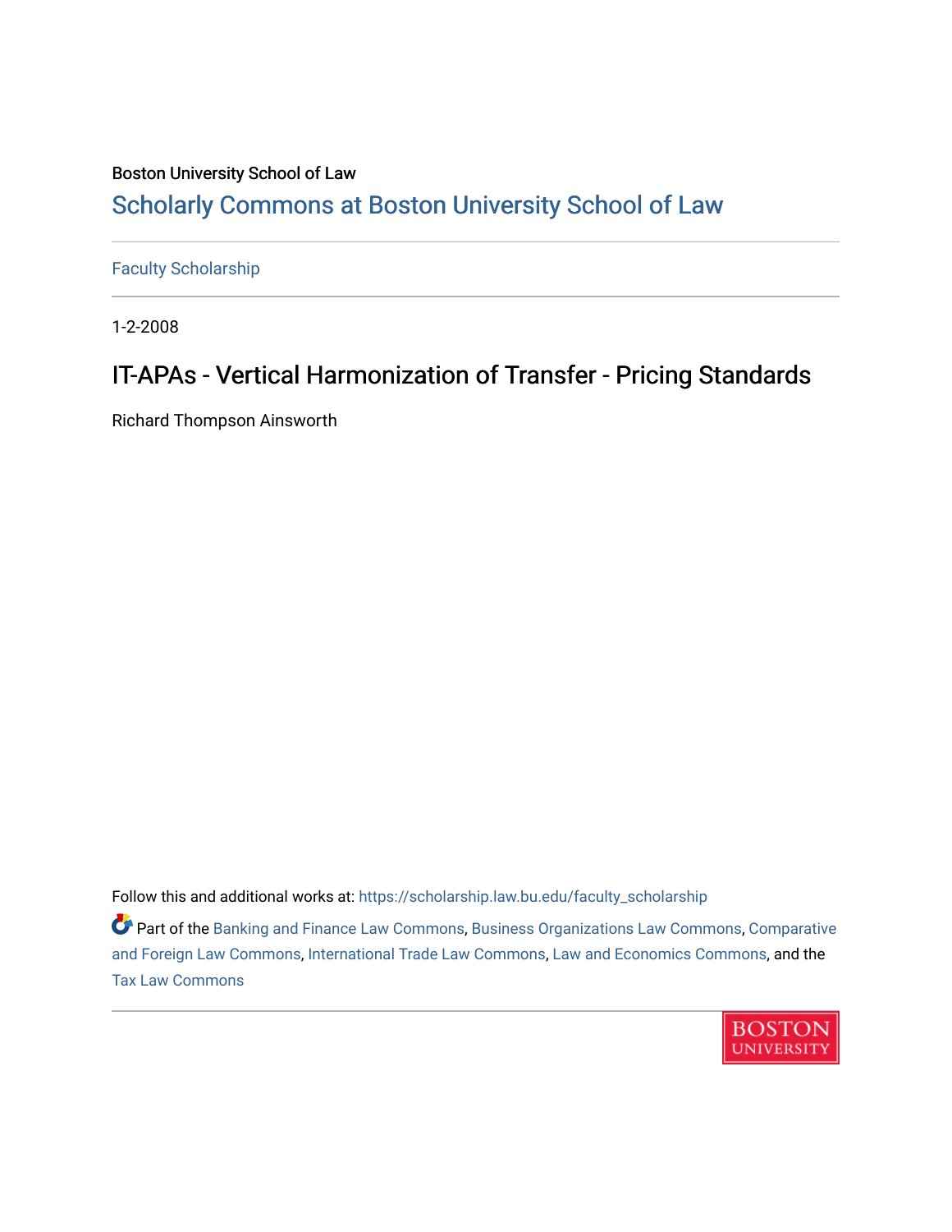Boston University School of Law

# Scholarly Commons at Boston University School of Law

Faculty Scholarship

1-2-2008

## IT-APAs - Vertical Harmonization of Transfer - Pricing Standards

Richard Thompson Ainsworth

Follow this and additional works at: https://scholarship.law.bu.edu/faculty_scholarship

Part of the Banking and Finance Law Commons, Business Organizations Law Commons, Comparative and Foreign Law Commons, International Trade Law Commons, Law and Economics Commons, and the Tax Law Commons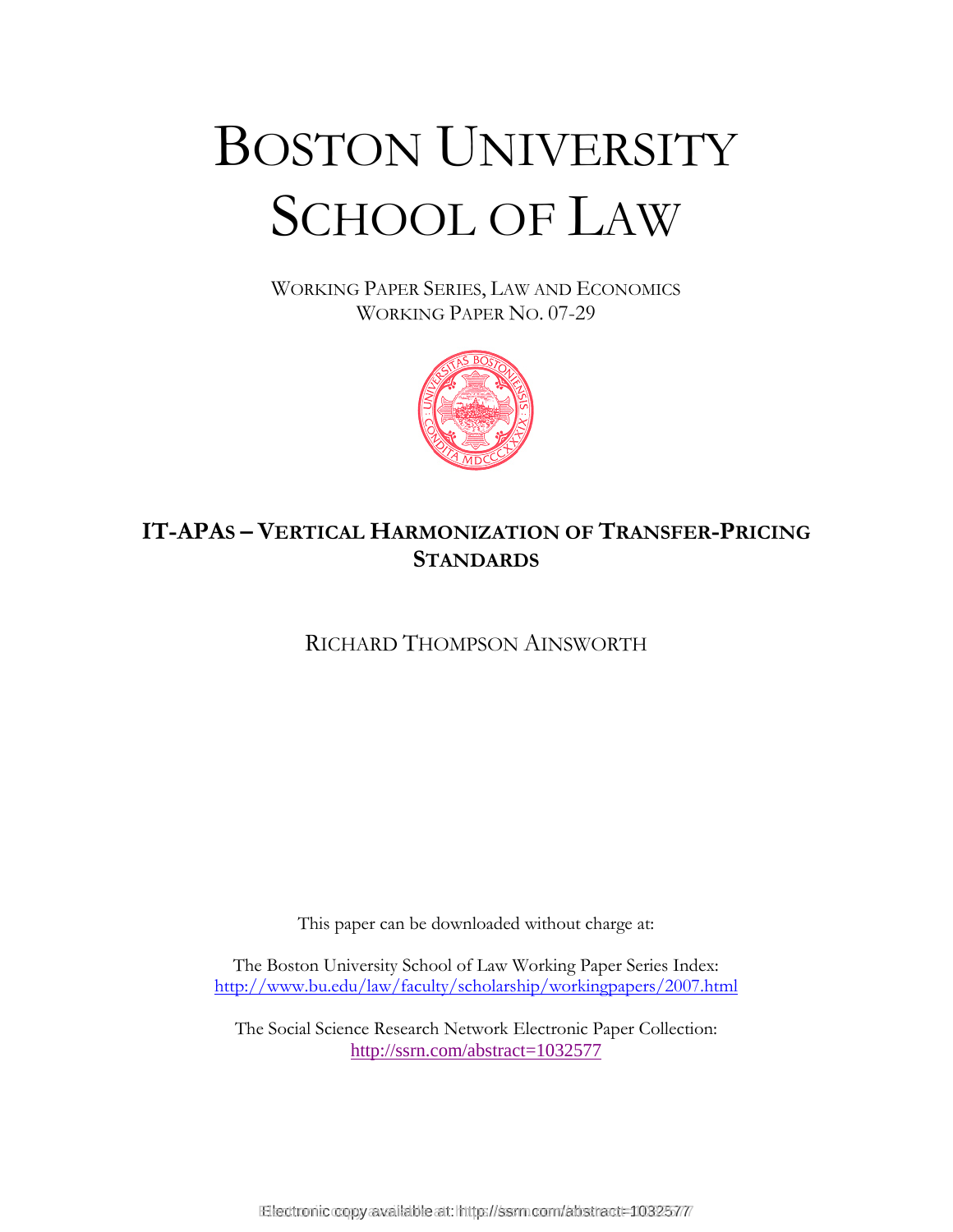# BOSTON UNIVERSITY SCHOOL OF LAW

WORKING PAPER SERIES, LAW AND ECONOMICS
WORKING PAPER NO. 07-29

## IT-APAS – VERTICAL HARMONIZATION OF TRANSFER-PRICING STANDARDS

RICHARD THOMPSON AINSWORTH

This paper can be downloaded without charge at:

The Boston University School of Law Working Paper Series Index:
http://www.bu.edu/law/faculty/scholarship/workingpapers/2007.html

The Social Science Research Network Electronic Paper Collection:
http://ssrn.com/abstract=1032577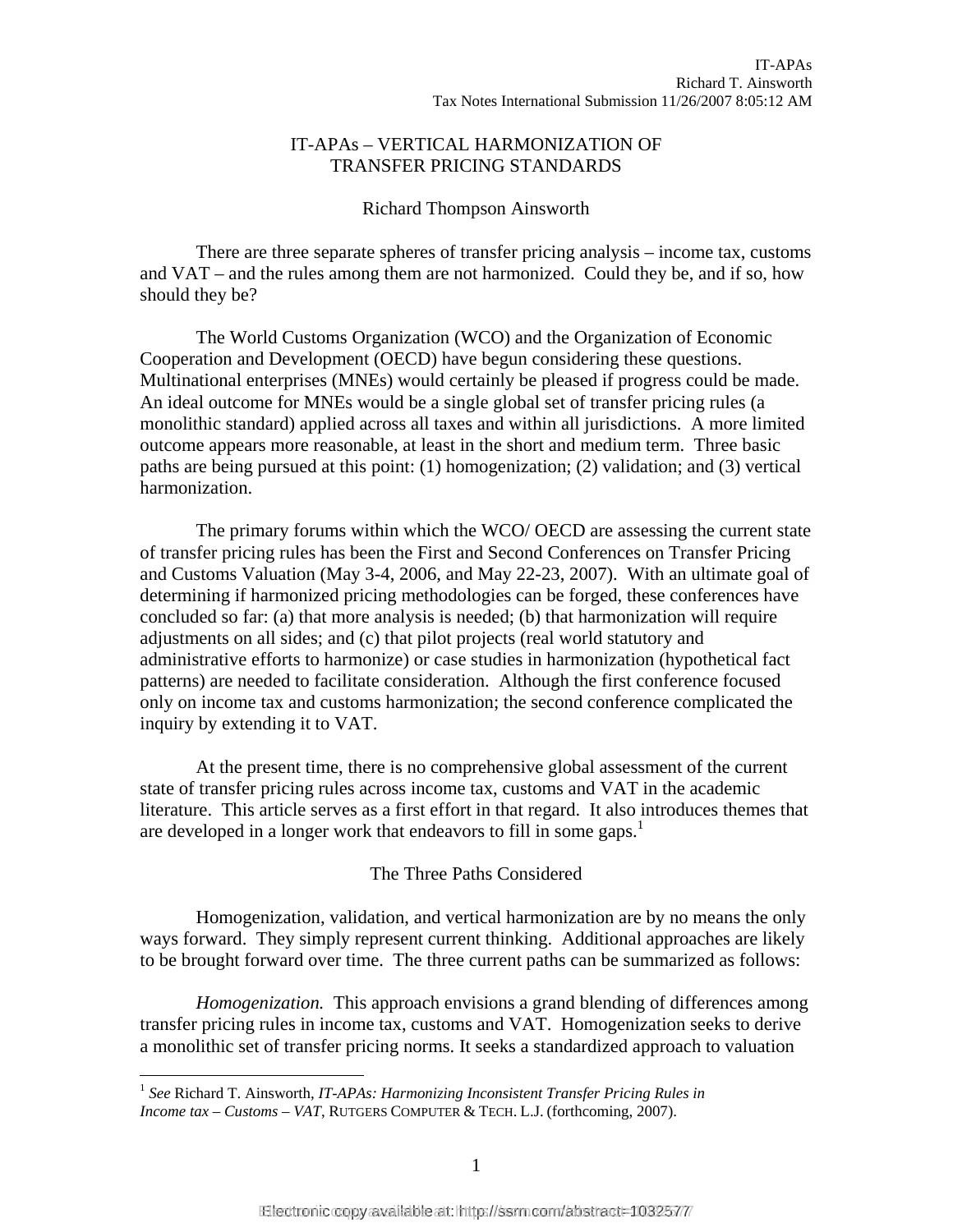# IT-APAs – VERTICAL HARMONIZATION OF TRANSFER PRICING STANDARDS

Richard Thompson Ainsworth

There are three separate spheres of transfer pricing analysis – income tax, customs and VAT – and the rules among them are not harmonized. Could they be, and if so, how should they be?

The World Customs Organization (WCO) and the Organization of Economic Cooperation and Development (OECD) have begun considering these questions. Multinational enterprises (MNEs) would certainly be pleased if progress could be made. An ideal outcome for MNEs would be a single global set of transfer pricing rules (a monolithic standard) applied across all taxes and within all jurisdictions. A more limited outcome appears more reasonable, at least in the short and medium term. Three basic paths are being pursued at this point: (1) homogenization; (2) validation; and (3) vertical harmonization.

The primary forums within which the WCO/ OECD are assessing the current state of transfer pricing rules has been the First and Second Conferences on Transfer Pricing and Customs Valuation (May 3-4, 2006, and May 22-23, 2007). With an ultimate goal of determining if harmonized pricing methodologies can be forged, these conferences have concluded so far: (a) that more analysis is needed; (b) that harmonization will require adjustments on all sides; and (c) that pilot projects (real world statutory and administrative efforts to harmonize) or case studies in harmonization (hypothetical fact patterns) are needed to facilitate consideration. Although the first conference focused only on income tax and customs harmonization; the second conference complicated the inquiry by extending it to VAT.

At the present time, there is no comprehensive global assessment of the current state of transfer pricing rules across income tax, customs and VAT in the academic literature. This article serves as a first effort in that regard. It also introduces themes that are developed in a longer work that endeavors to fill in some gaps.[1]

## The Three Paths Considered

Homogenization, validation, and vertical harmonization are by no means the only ways forward. They simply represent current thinking. Additional approaches are likely to be brought forward over time. The three current paths can be summarized as follows:

*Homogenization.* This approach envisions a grand blending of differences among transfer pricing rules in income tax, customs and VAT. Homogenization seeks to derive a monolithic set of transfer pricing norms. It seeks a standardized approach to valuation

---

[1] *See* Richard T. Ainsworth, *IT-APAs: Harmonizing Inconsistent Transfer Pricing Rules in Income tax – Customs – VAT*, RUTGERS COMPUTER & TECH. L.J. (forthcoming, 2007).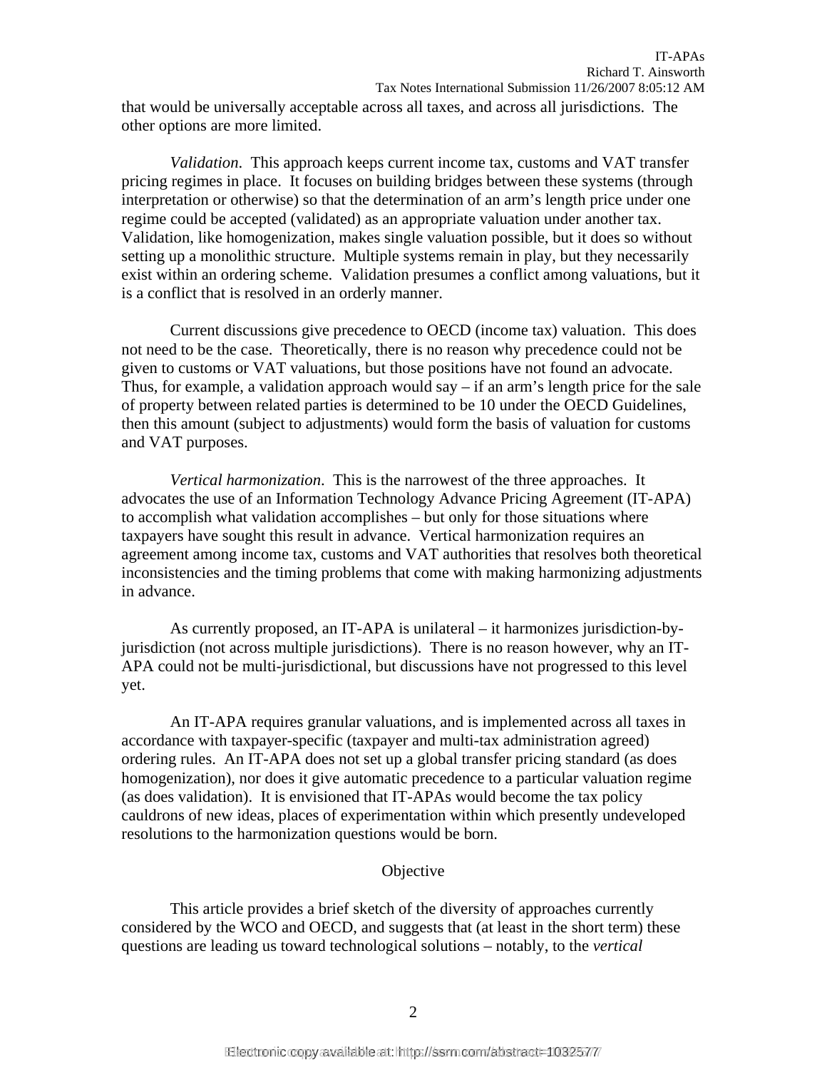that would be universally acceptable across all taxes, and across all jurisdictions. The other options are more limited.

*Validation*. This approach keeps current income tax, customs and VAT transfer pricing regimes in place. It focuses on building bridges between these systems (through interpretation or otherwise) so that the determination of an arm's length price under one regime could be accepted (validated) as an appropriate valuation under another tax. Validation, like homogenization, makes single valuation possible, but it does so without setting up a monolithic structure. Multiple systems remain in play, but they necessarily exist within an ordering scheme. Validation presumes a conflict among valuations, but it is a conflict that is resolved in an orderly manner.

Current discussions give precedence to OECD (income tax) valuation. This does not need to be the case. Theoretically, there is no reason why precedence could not be given to customs or VAT valuations, but those positions have not found an advocate. Thus, for example, a validation approach would say – if an arm's length price for the sale of property between related parties is determined to be 10 under the OECD Guidelines, then this amount (subject to adjustments) would form the basis of valuation for customs and VAT purposes.

*Vertical harmonization*. This is the narrowest of the three approaches. It advocates the use of an Information Technology Advance Pricing Agreement (IT-APA) to accomplish what validation accomplishes – but only for those situations where taxpayers have sought this result in advance. Vertical harmonization requires an agreement among income tax, customs and VAT authorities that resolves both theoretical inconsistencies and the timing problems that come with making harmonizing adjustments in advance.

As currently proposed, an IT-APA is unilateral – it harmonizes jurisdiction-by-jurisdiction (not across multiple jurisdictions). There is no reason however, why an IT-APA could not be multi-jurisdictional, but discussions have not progressed to this level yet.

An IT-APA requires granular valuations, and is implemented across all taxes in accordance with taxpayer-specific (taxpayer and multi-tax administration agreed) ordering rules. An IT-APA does not set up a global transfer pricing standard (as does homogenization), nor does it give automatic precedence to a particular valuation regime (as does validation). It is envisioned that IT-APAs would become the tax policy cauldrons of new ideas, places of experimentation within which presently undeveloped resolutions to the harmonization questions would be born.

## Objective

This article provides a brief sketch of the diversity of approaches currently considered by the WCO and OECD, and suggests that (at least in the short term) these questions are leading us toward technological solutions – notably, to the *vertical*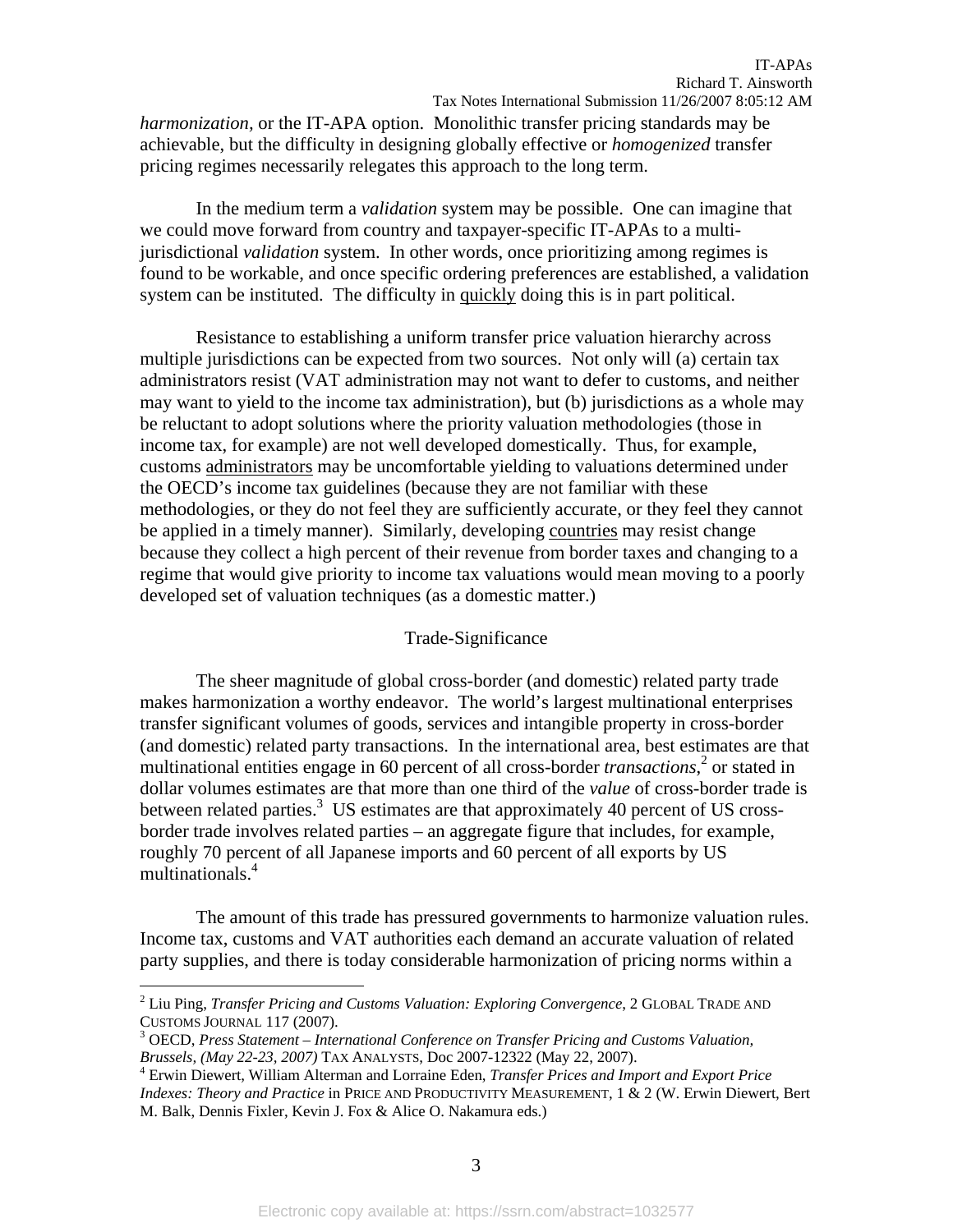*harmonization*, or the IT-APA option. Monolithic transfer pricing standards may be achievable, but the difficulty in designing globally effective or *homogenized* transfer pricing regimes necessarily relegates this approach to the long term.

In the medium term a *validation* system may be possible. One can imagine that we could move forward from country and taxpayer-specific IT-APAs to a multi-jurisdictional *validation* system. In other words, once prioritizing among regimes is found to be workable, and once specific ordering preferences are established, a validation system can be instituted. The difficulty in <u>quickly</u> doing this is in part political.

Resistance to establishing a uniform transfer price valuation hierarchy across multiple jurisdictions can be expected from two sources. Not only will (a) certain tax administrators resist (VAT administration may not want to defer to customs, and neither may want to yield to the income tax administration), but (b) jurisdictions as a whole may be reluctant to adopt solutions where the priority valuation methodologies (those in income tax, for example) are not well developed domestically. Thus, for example, customs <u>administrators</u> may be uncomfortable yielding to valuations determined under the OECD's income tax guidelines (because they are not familiar with these methodologies, or they do not feel they are sufficiently accurate, or they feel they cannot be applied in a timely manner). Similarly, developing <u>countries</u> may resist change because they collect a high percent of their revenue from border taxes and changing to a regime that would give priority to income tax valuations would mean moving to a poorly developed set of valuation techniques (as a domestic matter.)

## Trade-Significance

The sheer magnitude of global cross-border (and domestic) related party trade makes harmonization a worthy endeavor. The world's largest multinational enterprises transfer significant volumes of goods, services and intangible property in cross-border (and domestic) related party transactions. In the international area, best estimates are that multinational entities engage in 60 percent of all cross-border *transactions*,[2] or stated in dollar volumes estimates are that more than one third of the *value* of cross-border trade is between related parties.[3] US estimates are that approximately 40 percent of US cross-border trade involves related parties – an aggregate figure that includes, for example, roughly 70 percent of Japanese imports and 60 percent of all exports by US multinationals.[4]

The amount of this trade has pressured governments to harmonize valuation rules. Income tax, customs and VAT authorities each demand an accurate valuation of related party supplies, and there is today considerable harmonization of pricing norms within a

---

[2] Liu Ping, *Transfer Pricing and Customs Valuation: Exploring Convergence*, 2 GLOBAL TRADE AND CUSTOMS JOURNAL 117 (2007).

[3] OECD, *Press Statement – International Conference on Transfer Pricing and Customs Valuation, Brussels, (May 22-23, 2007)* TAX ANALYSTS, Doc 2007-12322 (May 22, 2007).

[4] Erwin Diewert, William Alterman and Lorraine Eden, *Transfer Prices and Import and Export Price Indexes: Theory and Practice* in PRICE AND PRODUCTIVITY MEASUREMENT, 1 & 2 (W. Erwin Diewert, Bert M. Balk, Dennis Fixler, Kevin J. Fox & Alice O. Nakamura eds.)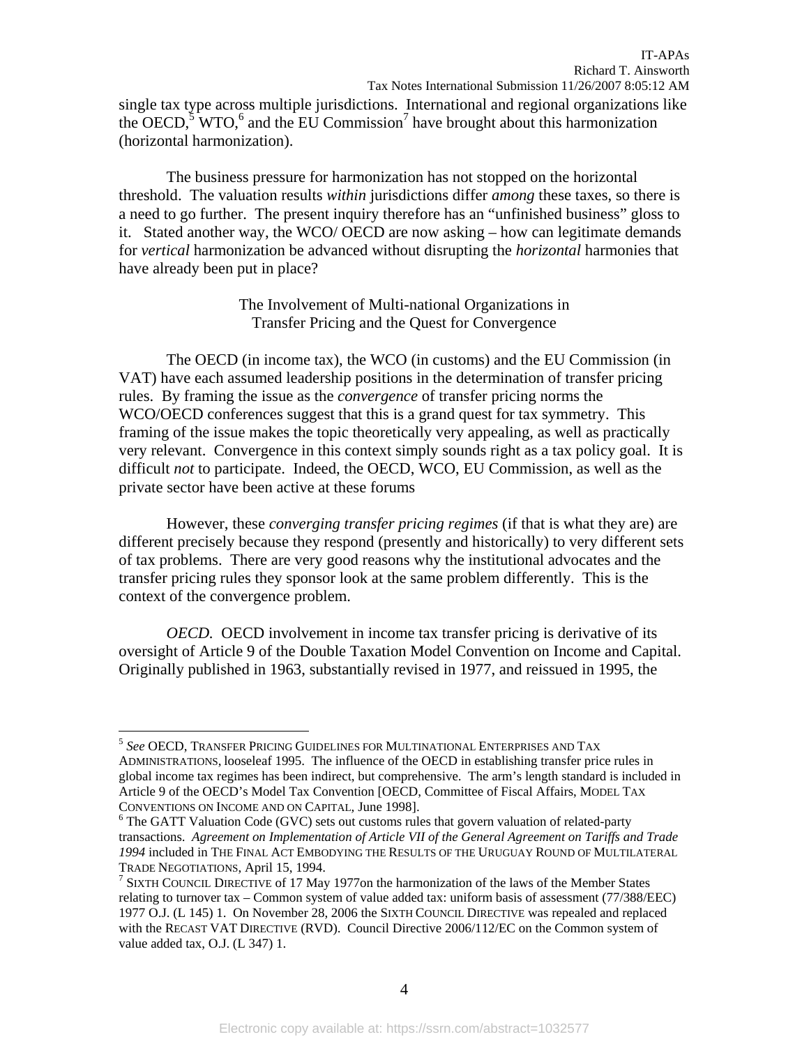single tax type across multiple jurisdictions. International and regional organizations like the OECD,[5] WTO,[6] and the EU Commission[7] have brought about this harmonization (horizontal harmonization).

The business pressure for harmonization has not stopped on the horizontal threshold. The valuation results *within* jurisdictions differ *among* these taxes, so there is a need to go further. The present inquiry therefore has an "unfinished business" gloss to it. Stated another way, the WCO/ OECD are now asking – how can legitimate demands for *vertical* harmonization be advanced without disrupting the *horizontal* harmonies that have already been put in place?

## The Involvement of Multi-national Organizations in Transfer Pricing and the Quest for Convergence

The OECD (in income tax), the WCO (in customs) and the EU Commission (in VAT) have each assumed leadership positions in the determination of transfer pricing rules. By framing the issue as the *convergence* of transfer pricing norms the WCO/OECD conferences suggest that this is a grand quest for tax symmetry. This framing of the issue makes the topic theoretically very appealing, as well as practically very relevant. Convergence in this context simply sounds right as a tax policy goal. It is difficult *not* to participate. Indeed, the OECD, WCO, EU Commission, as well as the private sector have been active at these forums

However, these *converging transfer pricing regimes* (if that is what they are) are different precisely because they respond (presently and historically) to very different sets of tax problems. There are very good reasons why the institutional advocates and the transfer pricing rules they sponsor look at the same problem differently. This is the context of the convergence problem.

*OECD.* OECD involvement in income tax transfer pricing is derivative of its oversight of Article 9 of the Double Taxation Model Convention on Income and Capital. Originally published in 1963, substantially revised in 1977, and reissued in 1995, the

---

[5] *See* OECD, TRANSFER PRICING GUIDELINES FOR MULTINATIONAL ENTERPRISES AND TAX ADMINISTRATIONS, looseleaf 1995. The influence of the OECD in establishing transfer price rules in global income tax regimes has been indirect, but comprehensive. The arm's length standard is included in Article 9 of the OECD's Model Tax Convention [OECD, Committee of Fiscal Affairs, MODEL TAX CONVENTIONS ON INCOME AND ON CAPITAL, June 1998].

[6] The GATT Valuation Code (GVC) sets out customs rules that govern valuation of related-party transactions. *Agreement on Implementation of Article VII of the General Agreement on Tariffs and Trade 1994* included in THE FINAL ACT EMBODYING THE RESULTS OF THE URUGUAY ROUND OF MULTILATERAL TRADE NEGOTIATIONS, April 15, 1994.

[7] SIXTH COUNCIL DIRECTIVE of 17 May 1977on the harmonization of the laws of the Member States relating to turnover tax – Common system of value added tax: uniform basis of assessment (77/388/EEC) 1977 O.J. (L 145) 1. On November 28, 2006 the SIXTH COUNCIL DIRECTIVE was repealed and replaced with the RECAST VAT DIRECTIVE (RVD). Council Directive 2006/112/EC on the Common system of value added tax, O.J. (L 347) 1.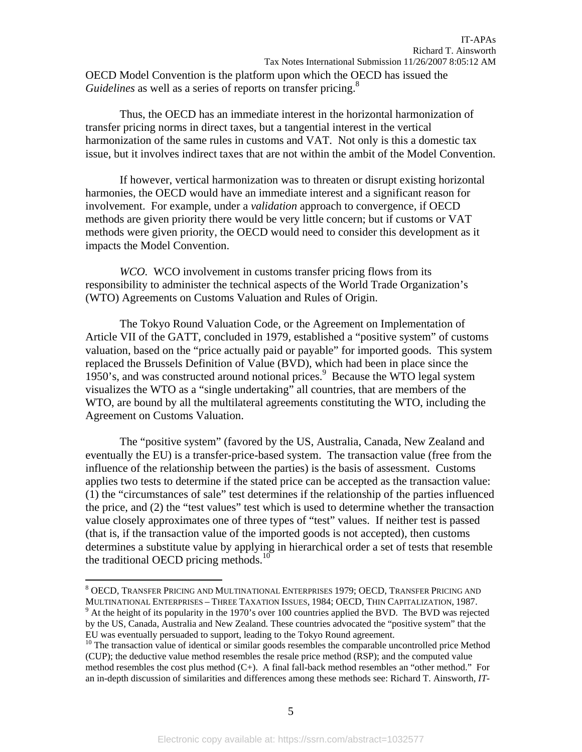OECD Model Convention is the platform upon which the OECD has issued the *Guidelines* as well as a series of reports on transfer pricing.[8]

Thus, the OECD has an immediate interest in the horizontal harmonization of transfer pricing norms in direct taxes, but a tangential interest in the vertical harmonization of the same rules in customs and VAT. Not only is this a domestic tax issue, but it involves indirect taxes that are not within the ambit of the Model Convention.

If however, vertical harmonization was to threaten or disrupt existing horizontal harmonies, the OECD would have an immediate interest and a significant reason for involvement. For example, under a *validation* approach to convergence, if OECD methods are given priority there would be very little concern; but if customs or VAT methods were given priority, the OECD would need to consider this development as it impacts the Model Convention.

*WCO.* WCO involvement in customs transfer pricing flows from its responsibility to administer the technical aspects of the World Trade Organization's (WTO) Agreements on Customs Valuation and Rules of Origin.

The Tokyo Round Valuation Code, or the Agreement on Implementation of Article VII of the GATT, concluded in 1979, established a "positive system" of customs valuation, based on the "price actually paid or payable" for imported goods. This system replaced the Brussels Definition of Value (BVD), which had been in place since the 1950's, and was constructed around notional prices.[9] Because the WTO legal system visualizes the WTO as a "single undertaking" all countries, that are members of the WTO, are bound by all the multilateral agreements constituting the WTO, including the Agreement on Customs Valuation.

The "positive system" (favored by the US, Australia, Canada, New Zealand and eventually the EU) is a transfer-price-based system. The transaction value (free from the influence of the relationship between the parties) is the basis of assessment. Customs applies two tests to determine if the stated price can be accepted as the transaction value: (1) the "circumstances of sale" test determines if the relationship of the parties influenced the price, and (2) the "test values" test which is used to determine whether the transaction value closely approximates one of three types of "test" values. If neither test is passed (that is, if the transaction value of the imported goods is not accepted), then customs determines a substitute value by applying in hierarchical order a set of tests that resemble the traditional OECD pricing methods.[10]

---

[8] OECD, TRANSFER PRICING AND MULTINATIONAL ENTERPRISES 1979; OECD, TRANSFER PRICING AND MULTINATIONAL ENTERPRISES – THREE TAXATION ISSUES, 1984; OECD, THIN CAPITALIZATION, 1987.

[9] At the height of its popularity in the 1970's over 100 countries applied the BVD. The BVD was rejected by the US, Canada, Australia and New Zealand. These countries advocated the "positive system" that the EU was eventually persuaded to support, leading to the Tokyo Round agreement.

[10] The transaction value of identical or similar goods resembles the comparable uncontrolled price Method (CUP); the deductive value method resembles the resale price method (RSP); and the computed value method resembles the cost plus method (C+). A final fall-back method resembles an "other method." For an in-depth discussion of similarities and differences among these methods see: Richard T. Ainsworth, *IT-*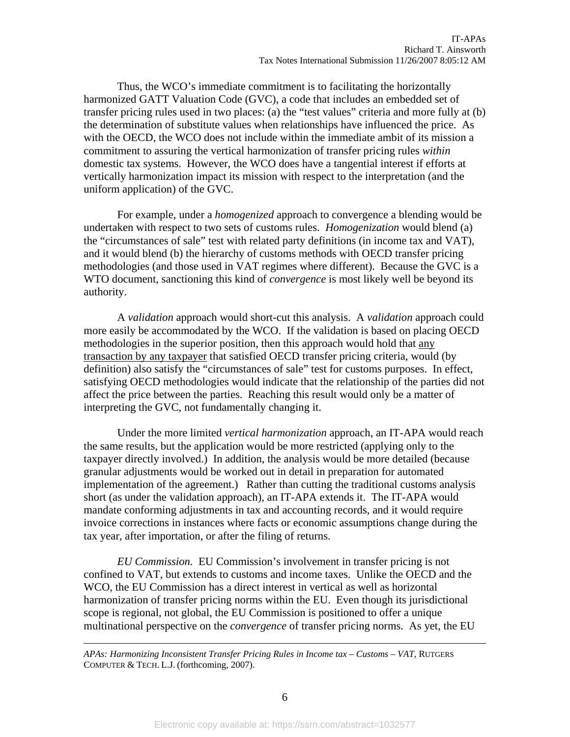Thus, the WCO's immediate commitment is to facilitating the horizontally harmonized GATT Valuation Code (GVC), a code that includes an embedded set of transfer pricing rules used in two places: (a) the "test values" criteria and more fully at (b) the determination of substitute values when relationships have influenced the price. As with the OECD, the WCO does not include within the immediate ambit of its mission a commitment to assuring the vertical harmonization of transfer pricing rules *within* domestic tax systems. However, the WCO does have a tangential interest if efforts at vertically harmonization impact its mission with respect to the interpretation (and the uniform application) of the GVC.

For example, under a *homogenized* approach to convergence a blending would be undertaken with respect to two sets of customs rules. *Homogenization* would blend (a) the "circumstances of sale" test with related party definitions (in income tax and VAT), and it would blend (b) the hierarchy of customs methods with OECD transfer pricing methodologies (and those used in VAT regimes where different). Because the GVC is a WTO document, sanctioning this kind of *convergence* is most likely well be beyond its authority.

A *validation* approach would short-cut this analysis. A *validation* approach could more easily be accommodated by the WCO. If the validation is based on placing OECD methodologies in the superior position, then this approach would hold that <u>any transaction by any taxpayer</u> that satisfied OECD transfer pricing criteria, would (by definition) also satisfy the "circumstances of sale" test for customs purposes. In effect, satisfying OECD methodologies would indicate that the relationship of the parties did not affect the price between the parties. Reaching this result would only be a matter of interpreting the GVC, not fundamentally changing it.

Under the more limited *vertical harmonization* approach, an IT-APA would reach the same results, but the application would be more restricted (applying only to the taxpayer directly involved.) In addition, the analysis would be more detailed (because granular adjustments would be worked out in detail in preparation for automated implementation of the agreement.) Rather than cutting the traditional customs analysis short (as under the validation approach), an IT-APA extends it. The IT-APA would mandate conforming adjustments in tax and accounting records, and it would require invoice corrections in instances where facts or economic assumptions change during the tax year, after importation, or after the filing of returns.

*EU Commission.* EU Commission's involvement in transfer pricing is not confined to VAT, but extends to customs and income taxes. Unlike the OECD and the WCO, the EU Commission has a direct interest in vertical as well as horizontal harmonization of transfer pricing norms within the EU. Even though its jurisdictional scope is regional, not global, the EU Commission is positioned to offer a unique multinational perspective on the *convergence* of transfer pricing norms. As yet, the EU

---

*APAs: Harmonizing Inconsistent Transfer Pricing Rules in Income tax – Customs – VAT*, RUTGERS COMPUTER & TECH. L.J. (forthcoming, 2007).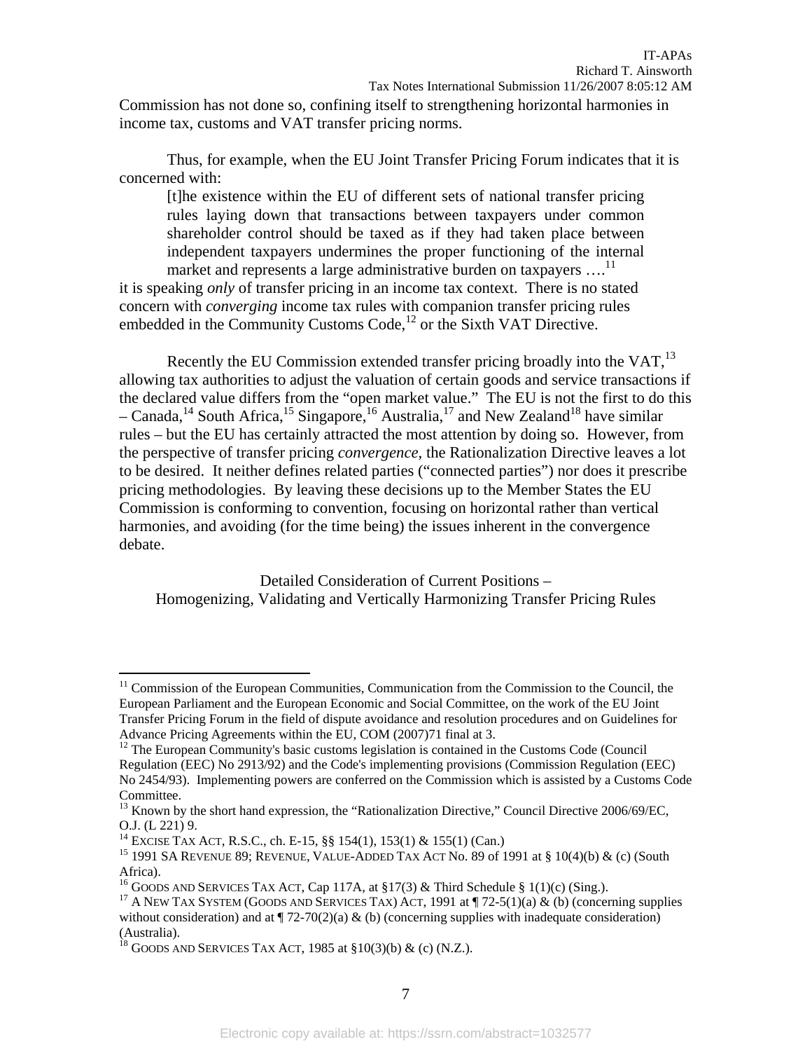Commission has not done so, confining itself to strengthening horizontal harmonies in income tax, customs and VAT transfer pricing norms.

Thus, for example, when the EU Joint Transfer Pricing Forum indicates that it is concerned with:

> [t]he existence within the EU of different sets of national transfer pricing rules laying down that transactions between taxpayers under common shareholder control should be taxed as if they had taken place between independent taxpayers undermines the proper functioning of the internal market and represents a large administrative burden on taxpayers ….[11]

it is speaking *only* of transfer pricing in an income tax context. There is no stated concern with *converging* income tax rules with companion transfer pricing rules embedded in the Community Customs Code,[12] or the Sixth VAT Directive.

Recently the EU Commission extended transfer pricing broadly into the VAT,[13] allowing tax authorities to adjust the valuation of certain goods and service transactions if the declared value differs from the "open market value." The EU is not the first to do this – Canada,[14] South Africa,[15] Singapore,[16] Australia,[17] and New Zealand[18] have similar rules – but the EU has certainly attracted the most attention by doing so. However, from the perspective of transfer pricing *convergence*, the Rationalization Directive leaves a lot to be desired. It neither defines related parties ("connected parties") nor does it prescribe pricing methodologies. By leaving these decisions up to the Member States the EU Commission is conforming to convention, focusing on horizontal rather than vertical harmonies, and avoiding (for the time being) the issues inherent in the convergence debate.

## Detailed Consideration of Current Positions – Homogenizing, Validating and Vertically Harmonizing Transfer Pricing Rules

---

[11] Commission of the European Communities, Communication from the Commission to the Council, the European Parliament and the European Economic and Social Committee, on the work of the EU Joint Transfer Pricing Forum in the field of dispute avoidance and resolution procedures and on Guidelines for Advance Pricing Agreements within the EU, COM (2007)71 final at 3.

[12] The European Community's basic customs legislation is contained in the Customs Code (Council Regulation (EEC) No 2913/92) and the Code's implementing provisions (Commission Regulation (EEC) No 2454/93). Implementing powers are conferred on the Commission which is assisted by a Customs Code Committee.

[13] Known by the short hand expression, the "Rationalization Directive," Council Directive 2006/69/EC, O.J. (L 221) 9.

[14] EXCISE TAX ACT, R.S.C., ch. E-15, §§ 154(1), 153(1) & 155(1) (Can.)

[15] 1991 SA REVENUE 89; REVENUE, VALUE-ADDED TAX ACT No. 89 of 1991 at § 10(4)(b) & (c) (South Africa).

[16] GOODS AND SERVICES TAX ACT, Cap 117A, at §17(3) & Third Schedule § 1(1)(c) (Sing.).

[17] A NEW TAX SYSTEM (GOODS AND SERVICES TAX) ACT, 1991 at ¶ 72-5(1)(a) & (b) (concerning supplies without consideration) and at ¶ 72-70(2)(a) & (b) (concerning supplies with inadequate consideration) (Australia).

[18] GOODS AND SERVICES TAX ACT, 1985 at §10(3)(b) & (c) (N.Z.).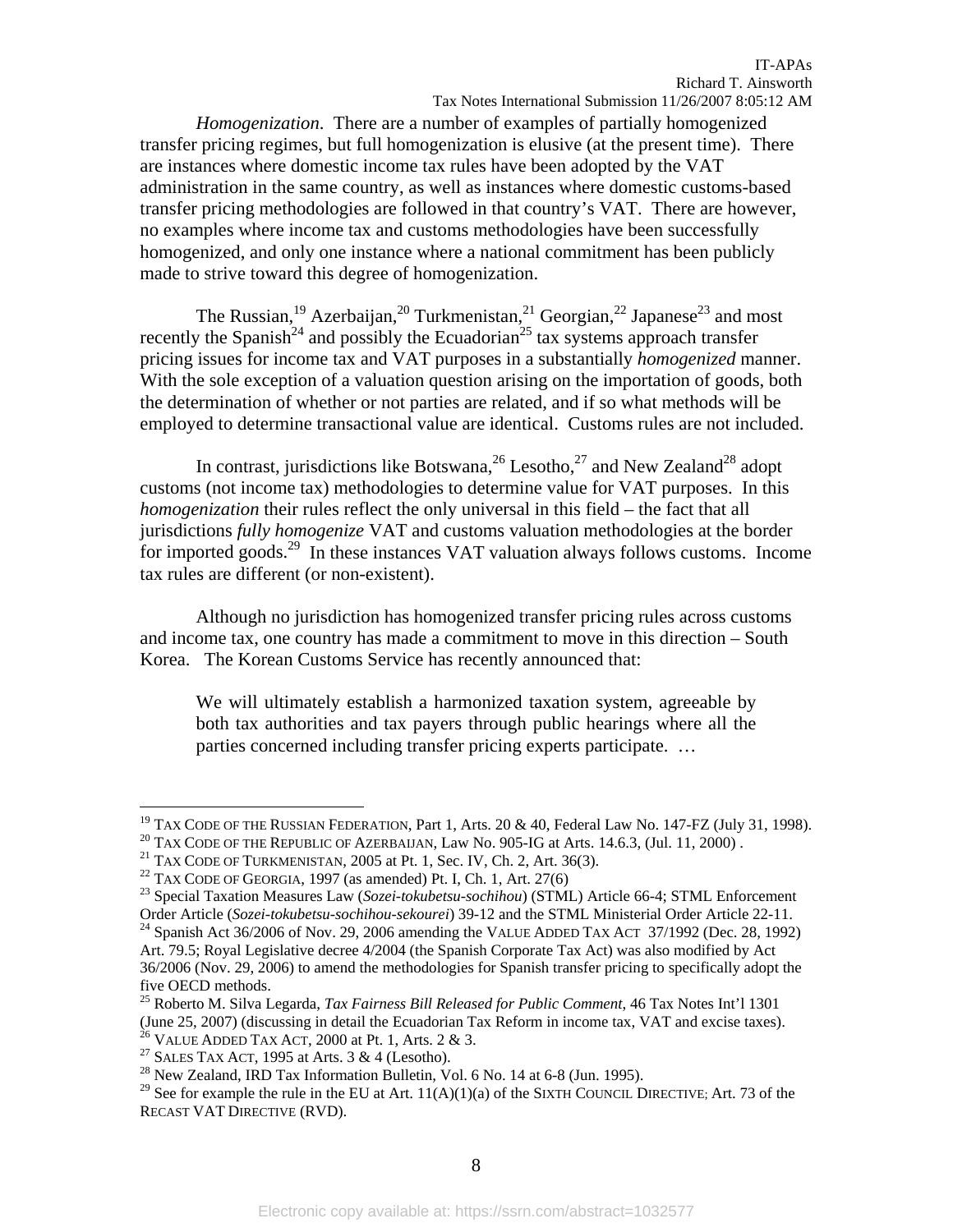*Homogenization*. There are a number of examples of partially homogenized transfer pricing regimes, but full homogenization is elusive (at the present time). There are instances where domestic income tax rules have been adopted by the VAT administration in the same country, as well as instances where domestic customs-based transfer pricing methodologies are followed in that country's VAT. There are however, no examples where income tax and customs methodologies have been successfully homogenized, and only one instance where a national commitment has been publicly made to strive toward this degree of homogenization.

The Russian,[19] Azerbaijan,[20] Turkmenistan,[21] Georgian,[22] Japanese[23] and most recently the Spanish[24] and possibly the Ecuadorian[25] tax systems approach transfer pricing issues for income tax and VAT purposes in a substantially *homogenized* manner. With the sole exception of a valuation question arising on the importation of goods, both the determination of whether or not parties are related, and if so what methods will be employed to determine transactional value are identical. Customs rules are not included.

In contrast, jurisdictions like Botswana,[26] Lesotho,[27] and New Zealand[28] adopt customs (not income tax) methodologies to determine value for VAT purposes. In this *homogenization* their rules reflect the only universal in this field – the fact that all jurisdictions *fully homogenize* VAT and customs valuation methodologies at the border for imported goods.[29] In these instances VAT valuation always follows customs. Income tax rules are different (or non-existent).

Although no jurisdiction has homogenized transfer pricing rules across customs and income tax, one country has made a commitment to move in this direction – South Korea. The Korean Customs Service has recently announced that:

> We will ultimately establish a harmonized taxation system, agreeable by both tax authorities and tax payers through public hearings where all the parties concerned including transfer pricing experts participate. …

---

[19] TAX CODE OF THE RUSSIAN FEDERATION, Part 1, Arts. 20 & 40, Federal Law No. 147-FZ (July 31, 1998).

[20] TAX CODE OF THE REPUBLIC OF AZERBAIJAN, Law No. 905-IG at Arts. 14.6.3, (Jul. 11, 2000) .

[21] TAX CODE OF TURKMENISTAN, 2005 at Pt. 1, Sec. IV, Ch. 2, Art. 36(3).

[22] TAX CODE OF GEORGIA, 1997 (as amended) Pt. I, Ch. 1, Art. 27(6)

[23] Special Taxation Measures Law (*Sozei-tokubetsu-sochihou*) (STML) Article 66-4; STML Enforcement Order Article (*Sozei-tokubetsu-sochihou-sekourei*) 39-12 and the STML Ministerial Order Article 22-11.

[24] Spanish Act 36/2006 of Nov. 29, 2006 amending the VALUE ADDED TAX ACT 37/1992 (Dec. 28, 1992) Art. 79.5; Royal Legislative decree 4/2004 (the Spanish Corporate Tax Act) was also modified by Act 36/2006 (Nov. 29, 2006) to amend the methodologies for Spanish transfer pricing to specifically adopt the five OECD methods.

[25] Roberto M. Silva Legarda, *Tax Fairness Bill Released for Public Comment*, 46 Tax Notes Int'l 1301 (June 25, 2007) (discussing in detail the Ecuadorian Tax Reform in income tax, VAT and excise taxes).

[26] VALUE ADDED TAX ACT, 2000 at Pt. 1, Arts. 2 & 3.

[27] SALES TAX ACT, 1995 at Arts. 3 & 4 (Lesotho).

[28] New Zealand, IRD Tax Information Bulletin, Vol. 6 No. 14 at 6-8 (Jun. 1995).

[29] See for example the rule in the EU at Art. 11(A)(1)(a) of the SIXTH COUNCIL DIRECTIVE; Art. 73 of the RECAST VAT DIRECTIVE (RVD).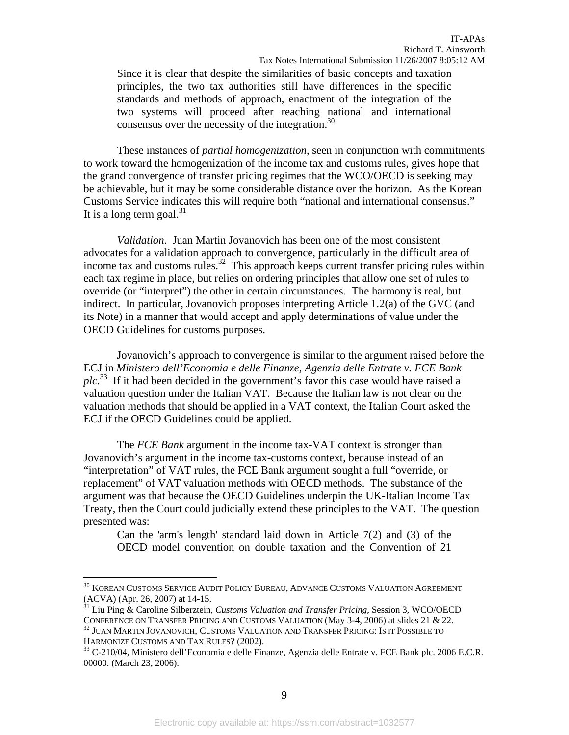> Since it is clear that despite the similarities of basic concepts and taxation principles, the two tax authorities still have differences in the specific standards and methods of approach, enactment of the integration of the two systems will proceed after reaching national and international consensus over the necessity of the integration.[30]

These instances of *partial homogenization*, seen in conjunction with commitments to work toward the homogenization of the income tax and customs rules, gives hope that the grand convergence of transfer pricing regimes that the WCO/OECD is seeking may be achievable, but it may be some considerable distance over the horizon. As the Korean Customs Service indicates this will require both "national and international consensus." It is a long term goal.[31]

*Validation*. Juan Martin Jovanovich has been one of the most consistent advocates for a validation approach to convergence, particularly in the difficult area of income tax and customs rules.[32] This approach keeps current transfer pricing rules within each tax regime in place, but relies on ordering principles that allow one set of rules to override (or "interpret") the other in certain circumstances. The harmony is real, but indirect. In particular, Jovanovich proposes interpreting Article 1.2(a) of the GVC (and its Note) in a manner that would accept and apply determinations of value under the OECD Guidelines for customs purposes.

Jovanovich's approach to convergence is similar to the argument raised before the ECJ in *Ministero dell'Economia e delle Finanze, Agenzia delle Entrate v. FCE Bank plc*.[33] If it had been decided in the government's favor this case would have raised a valuation question under the Italian VAT. Because the Italian law is not clear on the valuation methods that should be applied in a VAT context, the Italian Court asked the ECJ if the OECD Guidelines could be applied.

The *FCE Bank* argument in the income tax-VAT context is stronger than Jovanovich's argument in the income tax-customs context, because instead of an "interpretation" of VAT rules, the FCE Bank argument sought a full "override, or replacement" of VAT valuation methods with OECD methods. The substance of the argument was that because the OECD Guidelines underpin the UK-Italian Income Tax Treaty, then the Court could judicially extend these principles to the VAT. The question presented was:

> Can the 'arm's length' standard laid down in Article 7(2) and (3) of the OECD model convention on double taxation and the Convention of 21

---

[30] Korean Customs Service Audit Policy Bureau, Advance Customs Valuation Agreement (ACVA) (Apr. 26, 2007) at 14-15.

[31] Liu Ping & Caroline Silberztein, *Customs Valuation and Transfer Pricing*, Session 3, WCO/OECD Conference on Transfer Pricing and Customs Valuation (May 3-4, 2006) at slides 21 & 22.

[32] Juan Martin Jovanovich, Customs Valuation and Transfer Pricing: Is it Possible to Harmonize Customs and Tax Rules? (2002).

[33] C-210/04, Ministero dell'Economia e delle Finanze, Agenzia delle Entrate v. FCE Bank plc. 2006 E.C.R. 00000. (March 23, 2006).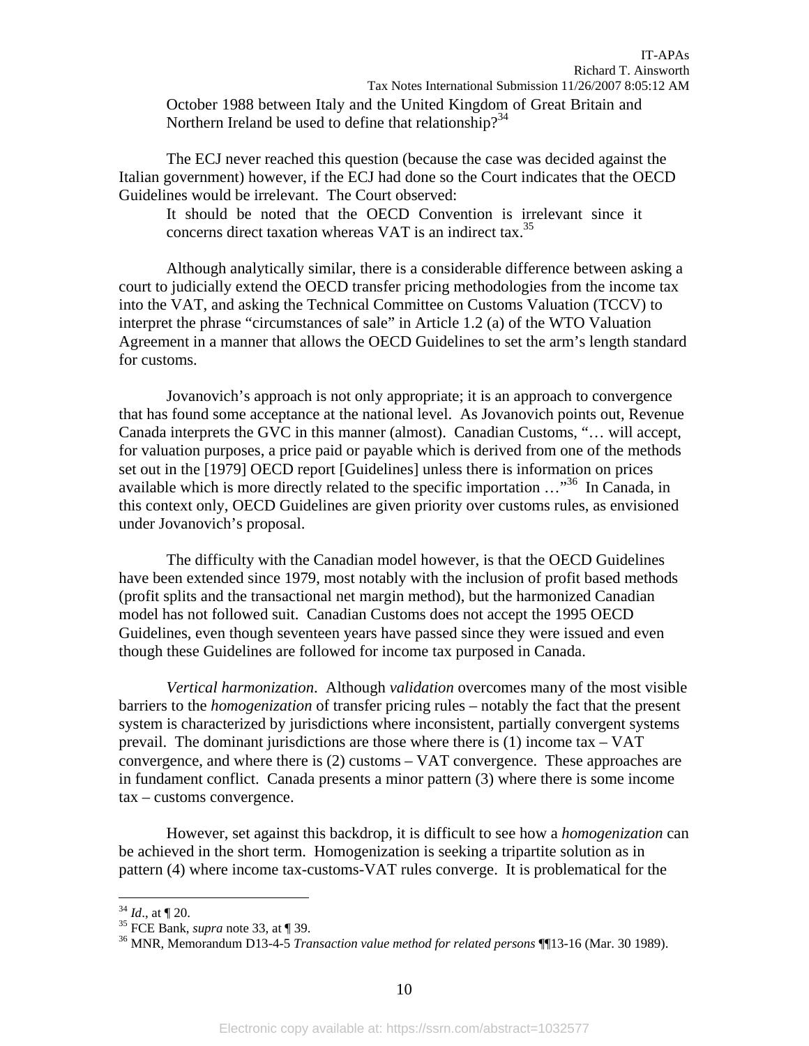> October 1988 between Italy and the United Kingdom of Great Britain and Northern Ireland be used to define that relationship?[34]

The ECJ never reached this question (because the case was decided against the Italian government) however, if the ECJ had done so the Court indicates that the OECD Guidelines would be irrelevant. The Court observed:

> It should be noted that the OECD Convention is irrelevant since it concerns direct taxation whereas VAT is an indirect tax.[35]

Although analytically similar, there is a considerable difference between asking a court to judicially extend the OECD transfer pricing methodologies from the income tax into the VAT, and asking the Technical Committee on Customs Valuation (TCCV) to interpret the phrase "circumstances of sale" in Article 1.2 (a) of the WTO Valuation Agreement in a manner that allows the OECD Guidelines to set the arm's length standard for customs.

Jovanovich's approach is not only appropriate; it is an approach to convergence that has found some acceptance at the national level. As Jovanovich points out, Revenue Canada interprets the GVC in this manner (almost). Canadian Customs, "… will accept, for valuation purposes, a price paid or payable which is derived from one of the methods set out in the [1979] OECD report [Guidelines] unless there is information on prices available which is more directly related to the specific importation …"[36] In Canada, in this context only, OECD Guidelines are given priority over customs rules, as envisioned under Jovanovich's proposal.

The difficulty with the Canadian model however, is that the OECD Guidelines have been extended since 1979, most notably with the inclusion of profit based methods (profit splits and the transactional net margin method), but the harmonized Canadian model has not followed suit. Canadian Customs does not accept the 1995 OECD Guidelines, even though seventeen years have passed since they were issued and even though these Guidelines are followed for income tax purposed in Canada.

*Vertical harmonization*. Although *validation* overcomes many of the most visible barriers to the *homogenization* of transfer pricing rules – notably the fact that the present system is characterized by jurisdictions where inconsistent, partially convergent systems prevail. The dominant jurisdictions are those where there is (1) income tax – VAT convergence, and where there is (2) customs – VAT convergence. These approaches are in fundament conflict. Canada presents a minor pattern (3) where there is some income tax – customs convergence.

However, set against this backdrop, it is difficult to see how a *homogenization* can be achieved in the short term. Homogenization is seeking a tripartite solution as in pattern (4) where income tax-customs-VAT rules converge. It is problematical for the

---

[34] *Id*., at ¶ 20.

[35] FCE Bank, *supra* note 33, at ¶ 39.

[36] MNR, Memorandum D13-4-5 *Transaction value method for related persons* ¶¶13-16 (Mar. 30 1989).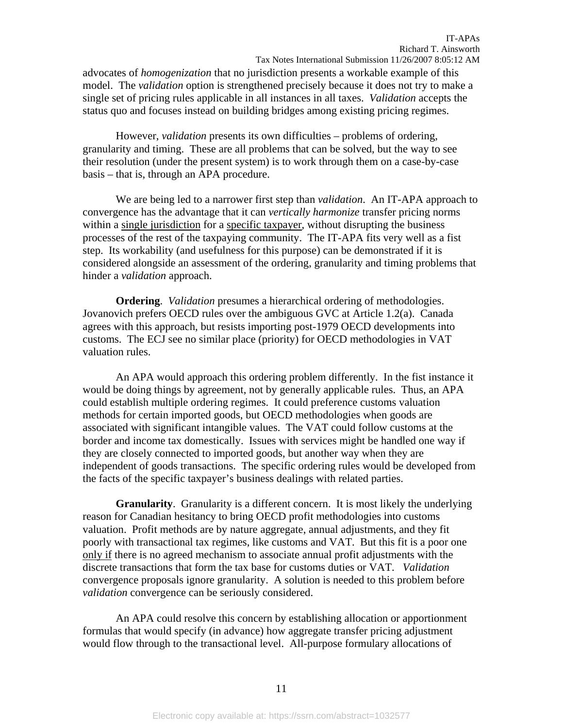advocates of *homogenization* that no jurisdiction presents a workable example of this model. The *validation* option is strengthened precisely because it does not try to make a single set of pricing rules applicable in all instances in all taxes. *Validation* accepts the status quo and focuses instead on building bridges among existing pricing regimes.

However, *validation* presents its own difficulties – problems of ordering, granularity and timing. These are all problems that can be solved, but the way to see their resolution (under the present system) is to work through them on a case-by-case basis – that is, through an APA procedure.

We are being led to a narrower first step than *validation*. An IT-APA approach to convergence has the advantage that it can *vertically harmonize* transfer pricing norms within a <u>single jurisdiction</u> for a <u>specific taxpayer</u>, without disrupting the business processes of the rest of the taxpaying community. The IT-APA fits very well as a fist step. Its workability (and usefulness for this purpose) can be demonstrated if it is considered alongside an assessment of the ordering, granularity and timing problems that hinder a *validation* approach.

**Ordering**. *Validation* presumes a hierarchical ordering of methodologies. Jovanovich prefers OECD rules over the ambiguous GVC at Article 1.2(a). Canada agrees with this approach, but resists importing post-1979 OECD developments into customs. The ECJ see no similar place (priority) for OECD methodologies in VAT valuation rules.

An APA would approach this ordering problem differently. In the fist instance it would be doing things by agreement, not by generally applicable rules. Thus, an APA could establish multiple ordering regimes. It could preference customs valuation methods for certain imported goods, but OECD methodologies when goods are associated with significant intangible values. The VAT could follow customs at the border and income tax domestically. Issues with services might be handled one way if they are closely connected to imported goods, but another way when they are independent of goods transactions. The specific ordering rules would be developed from the facts of the specific taxpayer's business dealings with related parties.

**Granularity**. Granularity is a different concern. It is most likely the underlying reason for Canadian hesitancy to bring OECD profit methodologies into customs valuation. Profit methods are by nature aggregate, annual adjustments, and they fit poorly with transactional tax regimes, like customs and VAT. But this fit is a poor one <u>only if</u> there is no agreed mechanism to associate annual profit adjustments with the discrete transactions that form the tax base for customs duties or VAT. *Validation* convergence proposals ignore granularity. A solution is needed to this problem before *validation* convergence can be seriously considered.

An APA could resolve this concern by establishing allocation or apportionment formulas that would specify (in advance) how aggregate transfer pricing adjustment would flow through to the transactional level. All-purpose formulary allocations of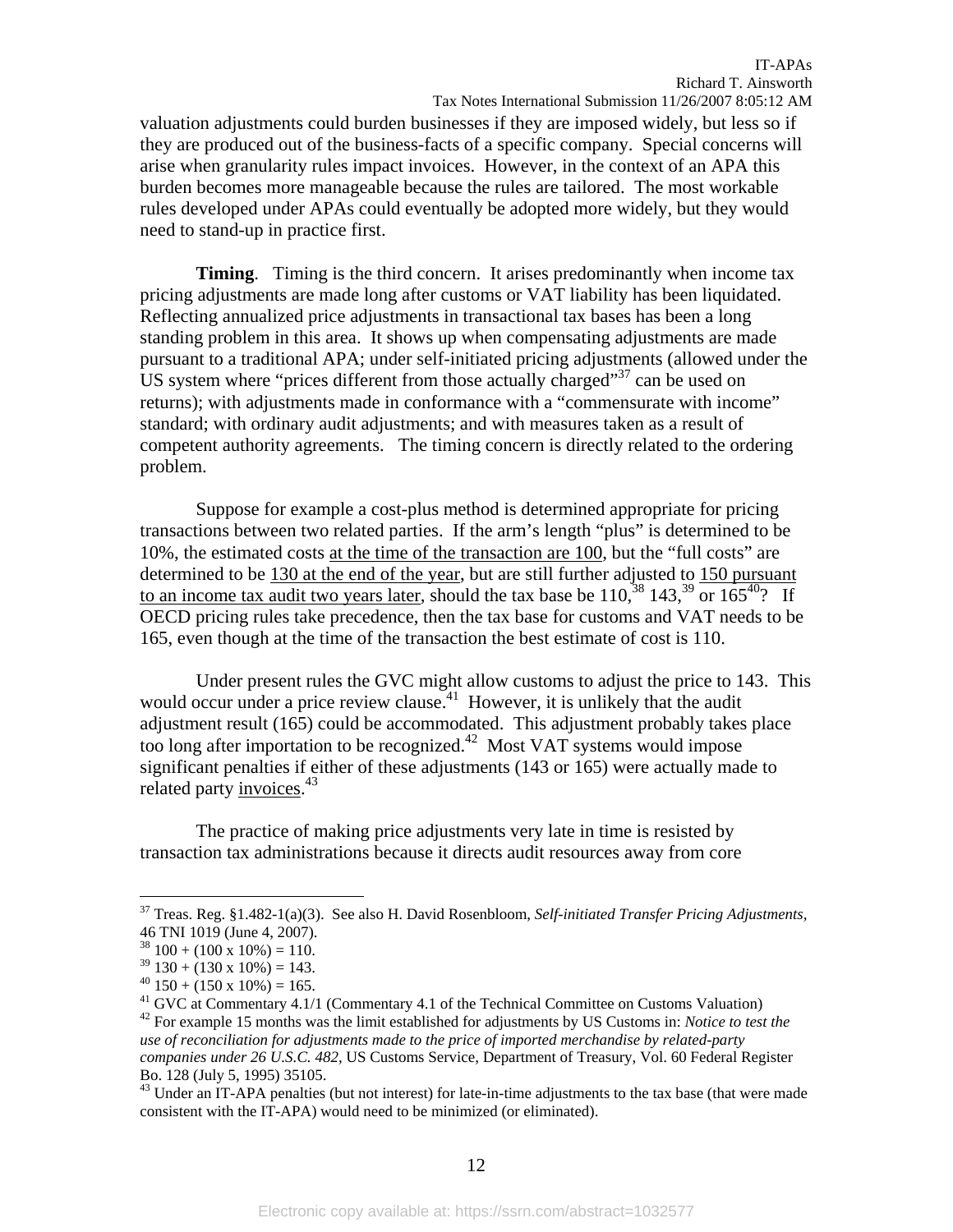valuation adjustments could burden businesses if they are imposed widely, but less so if they are produced out of the business-facts of a specific company. Special concerns will arise when granularity rules impact invoices. However, in the context of an APA this burden becomes more manageable because the rules are tailored. The most workable rules developed under APAs could eventually be adopted more widely, but they would need to stand-up in practice first.

**Timing**. Timing is the third concern. It arises predominantly when income tax pricing adjustments are made long after customs or VAT liability has been liquidated. Reflecting annualized price adjustments in transactional tax bases has been a long standing problem in this area. It shows up when compensating adjustments are made pursuant to a traditional APA; under self-initiated pricing adjustments (allowed under the US system where "prices different from those actually charged"[37] can be used on returns); with adjustments made in conformance with a "commensurate with income" standard; with ordinary audit adjustments; and with measures taken as a result of competent authority agreements. The timing concern is directly related to the ordering problem.

Suppose for example a cost-plus method is determined appropriate for pricing transactions between two related parties. If the arm's length "plus" is determined to be 10%, the estimated costs <u>at the time of the transaction are 100</u>, but the "full costs" are determined to be <u>130 at the end of the year</u>, but are still further adjusted to <u>150 pursuant to an income tax audit two years later</u>, should the tax base be 110,[38] 143,[39] or 165[40]? If OECD pricing rules take precedence, then the tax base for customs and VAT needs to be 165, even though at the time of the transaction the best estimate of cost is 110.

Under present rules the GVC might allow customs to adjust the price to 143. This would occur under a price review clause.[41] However, it is unlikely that the audit adjustment result (165) could be accommodated. This adjustment probably takes place too long after importation to be recognized.[42] Most VAT systems would impose significant penalties if either of these adjustments (143 or 165) were actually made to related party <u>invoices</u>.[43]

The practice of making price adjustments very late in time is resisted by transaction tax administrations because it directs audit resources away from core

---

[37] Treas. Reg. §1.482-1(a)(3). See also H. David Rosenbloom, *Self-initiated Transfer Pricing Adjustments*, 46 TNI 1019 (June 4, 2007).

[38] 100 + (100 x 10%) = 110.

[39] 130 + (130 x 10%) = 143.

[40] 150 + (150 x 10%) = 165.

[41] GVC at Commentary 4.1/1 (Commentary 4.1 of the Technical Committee on Customs Valuation)

[42] For example 15 months was the limit established for adjustments by US Customs in: *Notice to test the use of reconciliation for adjustments made to the price of imported merchandise by related-party companies under 26 U.S.C. 482*, US Customs Service, Department of Treasury, Vol. 60 Federal Register Bo. 128 (July 5, 1995) 35105.

[43] Under an IT-APA penalties (but not interest) for late-in-time adjustments to the tax base (that were made consistent with the IT-APA) would need to be minimized (or eliminated).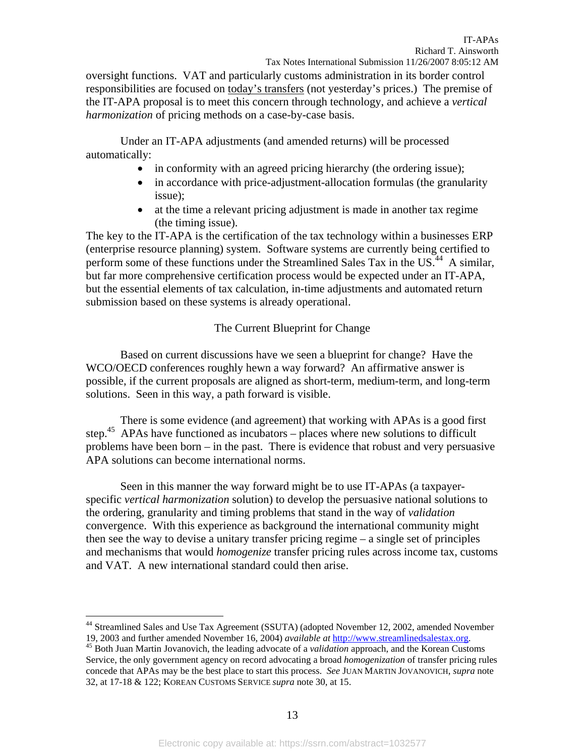oversight functions. VAT and particularly customs administration in its border control responsibilities are focused on today's transfers (not yesterday's prices.) The premise of the IT-APA proposal is to meet this concern through technology, and achieve a *vertical harmonization* of pricing methods on a case-by-case basis.

Under an IT-APA adjustments (and amended returns) will be processed automatically:

- in conformity with an agreed pricing hierarchy (the ordering issue);
- in accordance with price-adjustment-allocation formulas (the granularity issue);
- at the time a relevant pricing adjustment is made in another tax regime (the timing issue).

The key to the IT-APA is the certification of the tax technology within a businesses ERP (enterprise resource planning) system. Software systems are currently being certified to perform some of these functions under the Streamlined Sales Tax in the US.[44] A similar, but far more comprehensive certification process would be expected under an IT-APA, but the essential elements of tax calculation, in-time adjustments and automated return submission based on these systems is already operational.

## The Current Blueprint for Change

Based on current discussions have we seen a blueprint for change? Have the WCO/OECD conferences roughly hewn a way forward? An affirmative answer is possible, if the current proposals are aligned as short-term, medium-term, and long-term solutions. Seen in this way, a path forward is visible.

There is some evidence (and agreement) that working with APAs is a good first step.[45] APAs have functioned as incubators – places where new solutions to difficult problems have been born – in the past. There is evidence that robust and very persuasive APA solutions can become international norms.

Seen in this manner the way forward might be to use IT-APAs (a taxpayer-specific *vertical harmonization* solution) to develop the persuasive national solutions to the ordering, granularity and timing problems that stand in the way of *validation* convergence. With this experience as background the international community might then see the way to devise a unitary transfer pricing regime – a single set of principles and mechanisms that would *homogenize* transfer pricing rules across income tax, customs and VAT. A new international standard could then arise.

---

[44] Streamlined Sales and Use Tax Agreement (SSUTA) (adopted November 12, 2002, amended November 19, 2003 and further amended November 16, 2004) *available at* http://www.streamlinedsalestax.org.

[45] Both Juan Martin Jovanovich, the leading advocate of a *validation* approach, and the Korean Customs Service, the only government agency on record advocating a broad *homogenization* of transfer pricing rules concede that APAs may be the best place to start this process. *See* JUAN MARTIN JOVANOVICH, *supra* note 32, at 17-18 & 122; KOREAN CUSTOMS SERVICE *supra* note 30, at 15.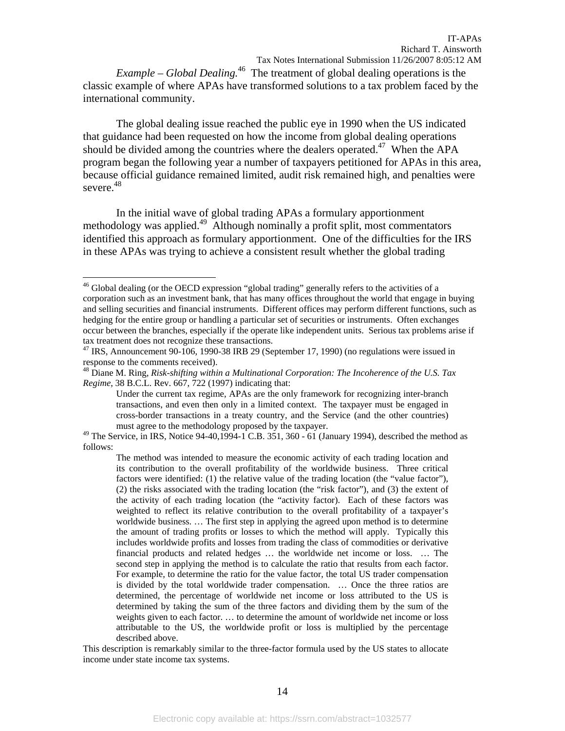*Example – Global Dealing.*[46] The treatment of global dealing operations is the classic example of where APAs have transformed solutions to a tax problem faced by the international community.

The global dealing issue reached the public eye in 1990 when the US indicated that guidance had been requested on how the income from global dealing operations should be divided among the countries where the dealers operated.[47] When the APA program began the following year a number of taxpayers petitioned for APAs in this area, because official guidance remained limited, audit risk remained high, and penalties were severe.[48]

In the initial wave of global trading APAs a formulary apportionment methodology was applied.[49] Although nominally a profit split, most commentators identified this approach as formulary apportionment. One of the difficulties for the IRS in these APAs was trying to achieve a consistent result whether the global trading

---

[46] Global dealing (or the OECD expression "global trading" generally refers to the activities of a corporation such as an investment bank, that has many offices throughout the world that engage in buying and selling securities and financial instruments. Different offices may perform different functions, such as hedging for the entire group or handling a particular set of securities or instruments. Often exchanges occur between the branches, especially if the operate like independent units. Serious tax problems arise if tax treatment does not recognize these transactions.

[47] IRS, Announcement 90-106, 1990-38 IRB 29 (September 17, 1990) (no regulations were issued in response to the comments received).

[48] Diane M. Ring, *Risk-shifting within a Multinational Corporation: The Incoherence of the U.S. Tax Regime*, 38 B.C.L. Rev. 667, 722 (1997) indicating that:

> Under the current tax regime, APAs are the only framework for recognizing inter-branch transactions, and even then only in a limited context. The taxpayer must be engaged in cross-border transactions in a treaty country, and the Service (and the other countries) must agree to the methodology proposed by the taxpayer.

[49] The Service, in IRS, Notice 94-40,1994-1 C.B. 351, 360 - 61 (January 1994), described the method as follows:

> The method was intended to measure the economic activity of each trading location and its contribution to the overall profitability of the worldwide business. Three critical factors were identified: (1) the relative value of the trading location (the "value factor"), (2) the risks associated with the trading location (the "risk factor"), and (3) the extent of the activity of each trading location (the "activity factor). Each of these factors was weighted to reflect its relative contribution to the overall profitability of a taxpayer's worldwide business. … The first step in applying the agreed upon method is to determine the amount of trading profits or losses to which the method will apply. Typically this includes worldwide profits and losses from trading the class of commodities or derivative financial products and related hedges … the worldwide net income or loss. … The second step in applying the method is to calculate the ratio that results from each factor. For example, to determine the ratio for the value factor, the total US trader compensation is divided by the total worldwide trader compensation. … Once the three ratios are determined, the percentage of worldwide net income or loss attributed to the US is determined by taking the sum of the three factors and dividing them by the sum of the weights given to each factor. … to determine the amount of worldwide net income or loss attributable to the US, the worldwide profit or loss is multiplied by the percentage described above.

This description is remarkably similar to the three-factor formula used by the US states to allocate income under state income tax systems.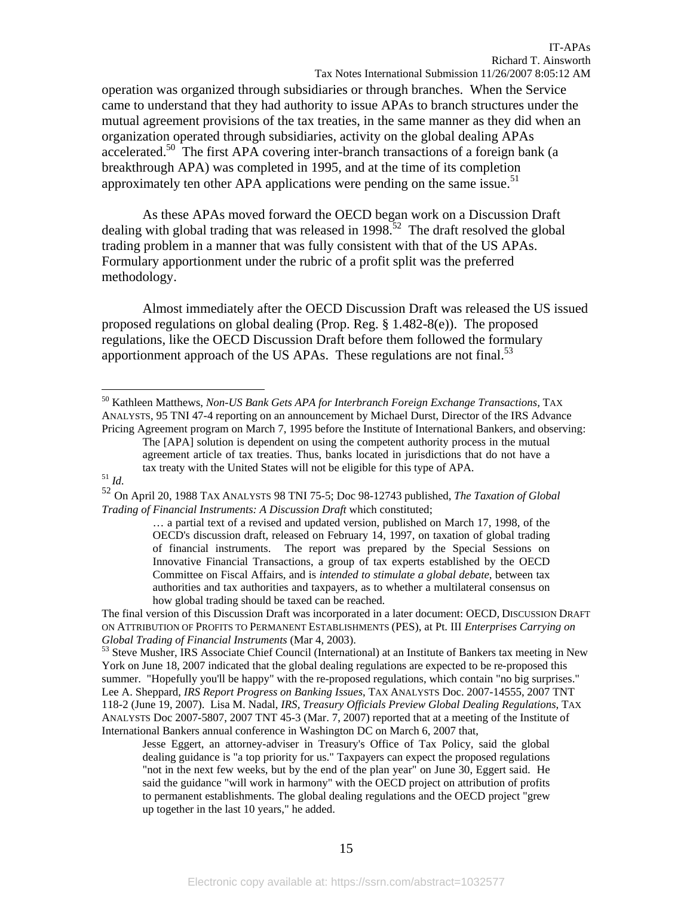operation was organized through subsidiaries or through branches. When the Service came to understand that they had authority to issue APAs to branch structures under the mutual agreement provisions of the tax treaties, in the same manner as they did when an organization operated through subsidiaries, activity on the global dealing APAs accelerated.[50] The first APA covering inter-branch transactions of a foreign bank (a breakthrough APA) was completed in 1995, and at the time of its completion approximately ten other APA applications were pending on the same issue.[51]

As these APAs moved forward the OECD began work on a Discussion Draft dealing with global trading that was released in 1998.[52] The draft resolved the global trading problem in a manner that was fully consistent with that of the US APAs. Formulary apportionment under the rubric of a profit split was the preferred methodology.

Almost immediately after the OECD Discussion Draft was released the US issued proposed regulations on global dealing (Prop. Reg. § 1.482-8(e)). The proposed regulations, like the OECD Discussion Draft before them followed the formulary apportionment approach of the US APAs. These regulations are not final.[53]

---

[50] Kathleen Matthews, *Non-US Bank Gets APA for Interbranch Foreign Exchange Transactions*, TAX ANALYSTS, 95 TNI 47-4 reporting on an announcement by Michael Durst, Director of the IRS Advance Pricing Agreement program on March 7, 1995 before the Institute of International Bankers, and observing:

> The [APA] solution is dependent on using the competent authority process in the mutual agreement article of tax treaties. Thus, banks located in jurisdictions that do not have a tax treaty with the United States will not be eligible for this type of APA.

[51] *Id*.

[52] On April 20, 1988 TAX ANALYSTS 98 TNI 75-5; Doc 98-12743 published, *The Taxation of Global Trading of Financial Instruments: A Discussion Draft* which constituted;

> … a partial text of a revised and updated version, published on March 17, 1998, of the OECD's discussion draft, released on February 14, 1997, on taxation of global trading of financial instruments. The report was prepared by the Special Sessions on Innovative Financial Transactions, a group of tax experts established by the OECD Committee on Fiscal Affairs, and is *intended to stimulate a global debate*, between tax authorities and tax authorities and taxpayers, as to whether a multilateral consensus on how global trading should be taxed can be reached.

The final version of this Discussion Draft was incorporated in a later document: OECD, DISCUSSION DRAFT ON ATTRIBUTION OF PROFITS TO PERMANENT ESTABLISHMENTS (PES), at Pt. III *Enterprises Carrying on Global Trading of Financial Instruments* (Mar 4, 2003).

[53] Steve Musher, IRS Associate Chief Council (International) at an Institute of Bankers tax meeting in New York on June 18, 2007 indicated that the global dealing regulations are expected to be re-proposed this summer. "Hopefully you'll be happy" with the re-proposed regulations, which contain "no big surprises." Lee A. Sheppard, *IRS Report Progress on Banking Issues*, TAX ANALYSTS Doc. 2007-14555, 2007 TNT 118-2 (June 19, 2007). Lisa M. Nadal, *IRS, Treasury Officials Preview Global Dealing Regulations*, TAX ANALYSTS Doc 2007-5807, 2007 TNT 45-3 (Mar. 7, 2007) reported that at a meeting of the Institute of International Bankers annual conference in Washington DC on March 6, 2007 that,

> Jesse Eggert, an attorney-adviser in Treasury's Office of Tax Policy, said the global dealing guidance is "a top priority for us." Taxpayers can expect the proposed regulations "not in the next few weeks, but by the end of the plan year" on June 30, Eggert said. He said the guidance "will work in harmony" with the OECD project on attribution of profits to permanent establishments. The global dealing regulations and the OECD project "grew up together in the last 10 years," he added.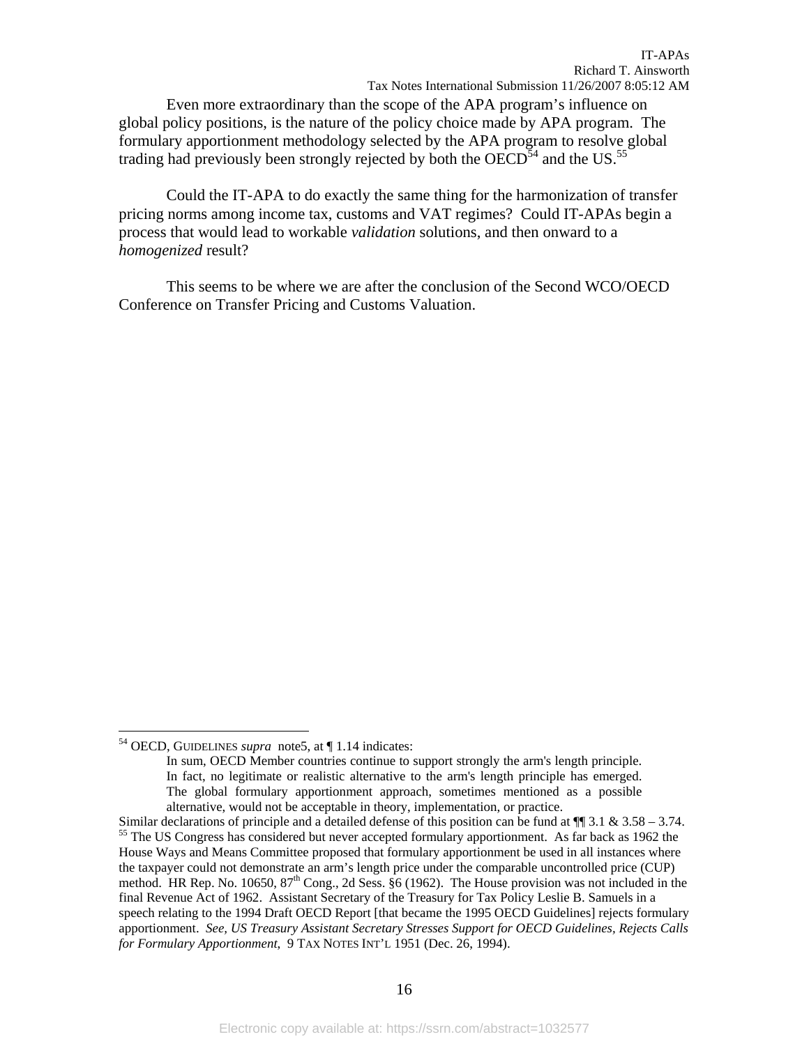Even more extraordinary than the scope of the APA program's influence on global policy positions, is the nature of the policy choice made by APA program. The formulary apportionment methodology selected by the APA program to resolve global trading had previously been strongly rejected by both the OECD[54] and the US.[55]

Could the IT-APA to do exactly the same thing for the harmonization of transfer pricing norms among income tax, customs and VAT regimes? Could IT-APAs begin a process that would lead to workable *validation* solutions, and then onward to a *homogenized* result?

This seems to be where we are after the conclusion of the Second WCO/OECD Conference on Transfer Pricing and Customs Valuation.

---

[54] OECD, GUIDELINES *supra* note5, at ¶ 1.14 indicates:

> In sum, OECD Member countries continue to support strongly the arm's length principle. In fact, no legitimate or realistic alternative to the arm's length principle has emerged. The global formulary apportionment approach, sometimes mentioned as a possible alternative, would not be acceptable in theory, implementation, or practice.

Similar declarations of principle and a detailed defense of this position can be fund at ¶¶ 3.1 & 3.58 – 3.74.

[55] The US Congress has considered but never accepted formulary apportionment. As far back as 1962 the House Ways and Means Committee proposed that formulary apportionment be used in all instances where the taxpayer could not demonstrate an arm's length price under the comparable uncontrolled price (CUP) method. HR Rep. No. 10650, 87th Cong., 2d Sess. §6 (1962). The House provision was not included in the final Revenue Act of 1962. Assistant Secretary of the Treasury for Tax Policy Leslie B. Samuels in a speech relating to the 1994 Draft OECD Report [that became the 1995 OECD Guidelines] rejects formulary apportionment. *See, US Treasury Assistant Secretary Stresses Support for OECD Guidelines, Rejects Calls for Formulary Apportionment,* 9 TAX NOTES INT'L 1951 (Dec. 26, 1994).